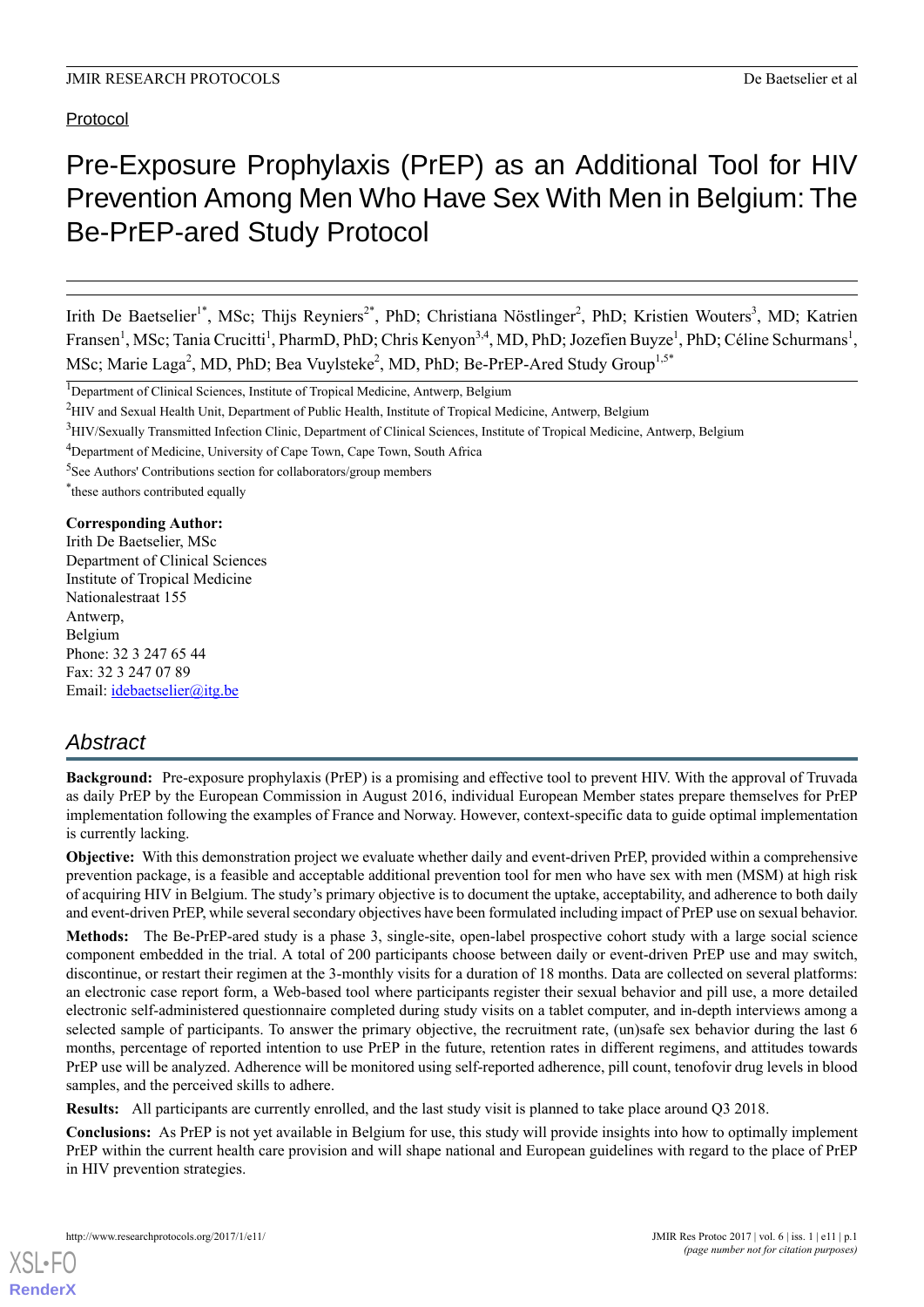Protocol

# Pre-Exposure Prophylaxis (PrEP) as an Additional Tool for HIV Prevention Among Men Who Have Sex With Men in Belgium: The Be-PrEP-ared Study Protocol

Irith De Baetselier[1*], MSc; Thijs Reyniers[2*], PhD; Christiana Nöstlinger[2], PhD; Kristien Wouters[3], MD; Katrien Fransen[1], MSc; Tania Crucitti[1], PharmD, PhD; Chris Kenyon[3,4], MD, PhD; Jozefien Buyze[1], PhD; Céline Schurmans[1], MSc; Marie Laga[2], MD, PhD; Bea Vuylsteke[2], MD, PhD; Be-PrEP-Ared Study Group[1,5*]

[1]Department of Clinical Sciences, Institute of Tropical Medicine, Antwerp, Belgium

[2]HIV and Sexual Health Unit, Department of Public Health, Institute of Tropical Medicine, Antwerp, Belgium

[3]HIV/Sexually Transmitted Infection Clinic, Department of Clinical Sciences, Institute of Tropical Medicine, Antwerp, Belgium

[4]Department of Medicine, University of Cape Town, Cape Town, South Africa

[5]See Authors' Contributions section for collaborators/group members

[*]these authors contributed equally

**Corresponding Author:**
Irith De Baetselier, MSc
Department of Clinical Sciences
Institute of Tropical Medicine
Nationalestraat 155
Antwerp,
Belgium
Phone: 32 3 247 65 44
Fax: 32 3 247 07 89
Email: idebaetselier@itg.be

## Abstract

**Background:** Pre-exposure prophylaxis (PrEP) is a promising and effective tool to prevent HIV. With the approval of Truvada as daily PrEP by the European Commission in August 2016, individual European Member states prepare themselves for PrEP implementation following the examples of France and Norway. However, context-specific data to guide optimal implementation is currently lacking.

**Objective:** With this demonstration project we evaluate whether daily and event-driven PrEP, provided within a comprehensive prevention package, is a feasible and acceptable additional prevention tool for men who have sex with men (MSM) at high risk of acquiring HIV in Belgium. The study's primary objective is to document the uptake, acceptability, and adherence to both daily and event-driven PrEP, while several secondary objectives have been formulated including impact of PrEP use on sexual behavior.

**Methods:** The Be-PrEP-ared study is a phase 3, single-site, open-label prospective cohort study with a large social science component embedded in the trial. A total of 200 participants choose between daily or event-driven PrEP use and may switch, discontinue, or restart their regimen at the 3-monthly visits for a duration of 18 months. Data are collected on several platforms: an electronic case report form, a Web-based tool where participants register their sexual behavior and pill use, a more detailed electronic self-administered questionnaire completed during study visits on a tablet computer, and in-depth interviews among a selected sample of participants. To answer the primary objective, the recruitment rate, (un)safe sex behavior during the last 6 months, percentage of reported intention to use PrEP in the future, retention rates in different regimens, and attitudes towards PrEP use will be analyzed. Adherence will be monitored using self-reported adherence, pill count, tenofovir drug levels in blood samples, and the perceived skills to adhere.

**Results:** All participants are currently enrolled, and the last study visit is planned to take place around Q3 2018.

**Conclusions:** As PrEP is not yet available in Belgium for use, this study will provide insights into how to optimally implement PrEP within the current health care provision and will shape national and European guidelines with regard to the place of PrEP in HIV prevention strategies.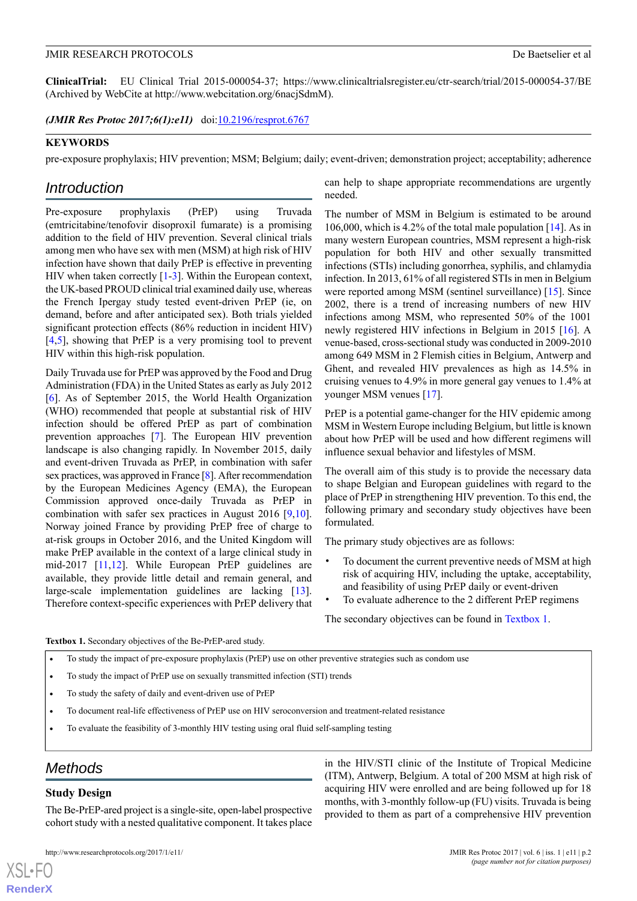**ClinicalTrial:** EU Clinical Trial 2015-000054-37; https://www.clinicaltrialsregister.eu/ctr-search/trial/2015-000054-37/BE (Archived by WebCite at http://www.webcitation.org/6nacjSdmM).

***(JMIR Res Protoc 2017;6(1):e11)*** doi:10.2196/resprot.6767

**KEYWORDS**

pre-exposure prophylaxis; HIV prevention; MSM; Belgium; daily; event-driven; demonstration project; acceptability; adherence

## Introduction

Pre-exposure prophylaxis (PrEP) using Truvada (emtricitabine/tenofovir disoproxil fumarate) is a promising addition to the field of HIV prevention. Several clinical trials among men who have sex with men (MSM) at high risk of HIV infection have shown that daily PrEP is effective in preventing HIV when taken correctly [1-3]. Within the European context, the UK-based PROUD clinical trial examined daily use, whereas the French Ipergay study tested event-driven PrEP (ie, on demand, before and after anticipated sex). Both trials yielded significant protection effects (86% reduction in incident HIV) [4,5], showing that PrEP is a very promising tool to prevent HIV within this high-risk population.

Daily Truvada use for PrEP was approved by the Food and Drug Administration (FDA) in the United States as early as July 2012 [6]. As of September 2015, the World Health Organization (WHO) recommended that people at substantial risk of HIV infection should be offered PrEP as part of combination prevention approaches [7]. The European HIV prevention landscape is also changing rapidly. In November 2015, daily and event-driven Truvada as PrEP, in combination with safer sex practices, was approved in France [8]. After recommendation by the European Medicines Agency (EMA), the European Commission approved once-daily Truvada as PrEP in combination with safer sex practices in August 2016 [9,10]. Norway joined France by providing PrEP free of charge to at-risk groups in October 2016, and the United Kingdom will make PrEP available in the context of a large clinical study in mid-2017 [11,12]. While European PrEP guidelines are available, they provide little detail and remain general, and large-scale implementation guidelines are lacking [13]. Therefore context-specific experiences with PrEP delivery that can help to shape appropriate recommendations are urgently needed.

The number of MSM in Belgium is estimated to be around 106,000, which is 4.2% of the total male population [14]. As in many western European countries, MSM represent a high-risk population for both HIV and other sexually transmitted infections (STIs) including gonorrhea, syphilis, and chlamydia infection. In 2013, 61% of all registered STIs in men in Belgium were reported among MSM (sentinel surveillance) [15]. Since 2002, there is a trend of increasing numbers of new HIV infections among MSM, who represented 50% of the 1001 newly registered HIV infections in Belgium in 2015 [16]. A venue-based, cross-sectional study was conducted in 2009-2010 among 649 MSM in 2 Flemish cities in Belgium, Antwerp and Ghent, and revealed HIV prevalences as high as 14.5% in cruising venues to 4.9% in more general gay venues to 1.4% at younger MSM venues [17].

PrEP is a potential game-changer for the HIV epidemic among MSM in Western Europe including Belgium, but little is known about how PrEP will be used and how different regimens will influence sexual behavior and lifestyles of MSM.

The overall aim of this study is to provide the necessary data to shape Belgian and European guidelines with regard to the place of PrEP in strengthening HIV prevention. To this end, the following primary and secondary study objectives have been formulated.

The primary study objectives are as follows:

- To document the current preventive needs of MSM at high risk of acquiring HIV, including the uptake, acceptability, and feasibility of using PrEP daily or event-driven
- To evaluate adherence to the 2 different PrEP regimens

The secondary objectives can be found in Textbox 1.

**Textbox 1.** Secondary objectives of the Be-PrEP-ared study.

- To study the impact of pre-exposure prophylaxis (PrEP) use on other preventive strategies such as condom use
- To study the impact of PrEP use on sexually transmitted infection (STI) trends
- To study the safety of daily and event-driven use of PrEP
- To document real-life effectiveness of PrEP use on HIV seroconversion and treatment-related resistance
- To evaluate the feasibility of 3-monthly HIV testing using oral fluid self-sampling testing

## Methods

### Study Design

The Be-PrEP-ared project is a single-site, open-label prospective cohort study with a nested qualitative component. It takes place in the HIV/STI clinic of the Institute of Tropical Medicine (ITM), Antwerp, Belgium. A total of 200 MSM at high risk of acquiring HIV were enrolled and are being followed up for 18 months, with 3-monthly follow-up (FU) visits. Truvada is being provided to them as part of a comprehensive HIV prevention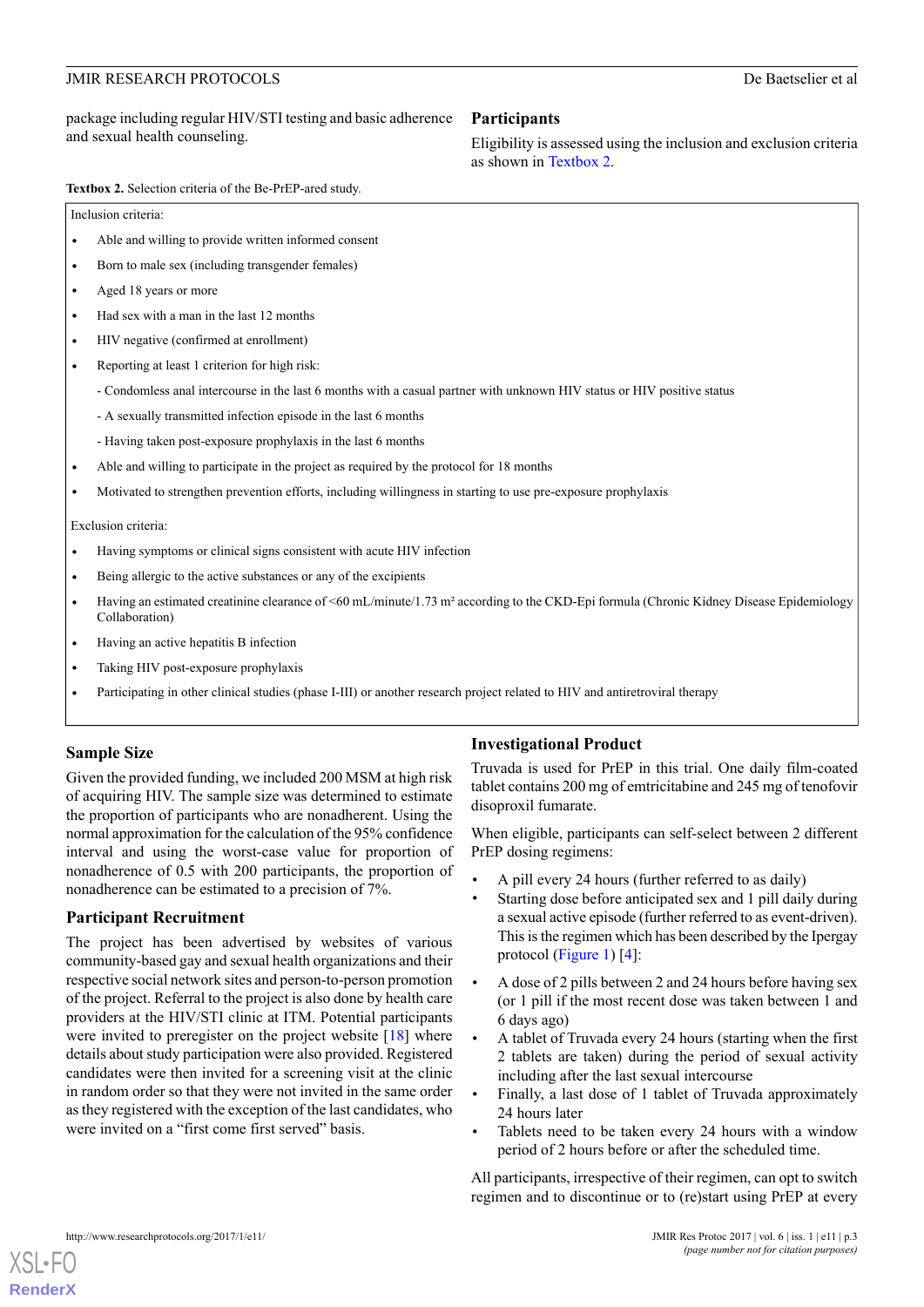package including regular HIV/STI testing and basic adherence and sexual health counseling.

## Participants

Eligibility is assessed using the inclusion and exclusion criteria as shown in Textbox 2.

**Textbox 2.** Selection criteria of the Be-PrEP-ared study.

Inclusion criteria:

- Able and willing to provide written informed consent
- Born to male sex (including transgender females)
- Aged 18 years or more
- Had sex with a man in the last 12 months
- HIV negative (confirmed at enrollment)
- Reporting at least 1 criterion for high risk:
  - Condomless anal intercourse in the last 6 months with a casual partner with unknown HIV status or HIV positive status
  - A sexually transmitted infection episode in the last 6 months
  - Having taken post-exposure prophylaxis in the last 6 months
- Able and willing to participate in the project as required by the protocol for 18 months
- Motivated to strengthen prevention efforts, including willingness in starting to use pre-exposure prophylaxis

Exclusion criteria:

- Having symptoms or clinical signs consistent with acute HIV infection
- Being allergic to the active substances or any of the excipients
- Having an estimated creatinine clearance of <60 mL/minute/1.73 m² according to the CKD-Epi formula (Chronic Kidney Disease Epidemiology Collaboration)
- Having an active hepatitis B infection
- Taking HIV post-exposure prophylaxis
- Participating in other clinical studies (phase I-III) or another research project related to HIV and antiretroviral therapy

## Sample Size

Given the provided funding, we included 200 MSM at high risk of acquiring HIV. The sample size was determined to estimate the proportion of participants who are nonadherent. Using the normal approximation for the calculation of the 95% confidence interval and using the worst-case value for proportion of nonadherence of 0.5 with 200 participants, the proportion of nonadherence can be estimated to a precision of 7%.

## Participant Recruitment

The project has been advertised by websites of various community-based gay and sexual health organizations and their respective social network sites and person-to-person promotion of the project. Referral to the project is also done by health care providers at the HIV/STI clinic at ITM. Potential participants were invited to preregister on the project website [18] where details about study participation were also provided. Registered candidates were then invited for a screening visit at the clinic in random order so that they were not invited in the same order as they registered with the exception of the last candidates, who were invited on a "first come first served" basis.

## Investigational Product

Truvada is used for PrEP in this trial. One daily film-coated tablet contains 200 mg of emtricitabine and 245 mg of tenofovir disoproxil fumarate.

When eligible, participants can self-select between 2 different PrEP dosing regimens:

- A pill every 24 hours (further referred to as daily)
- Starting dose before anticipated sex and 1 pill daily during a sexual active episode (further referred to as event-driven). This is the regimen which has been described by the Ipergay protocol (Figure 1) [4]:
- A dose of 2 pills between 2 and 24 hours before having sex (or 1 pill if the most recent dose was taken between 1 and 6 days ago)
- A tablet of Truvada every 24 hours (starting when the first 2 tablets are taken) during the period of sexual activity including after the last sexual intercourse
- Finally, a last dose of 1 tablet of Truvada approximately 24 hours later
- Tablets need to be taken every 24 hours with a window period of 2 hours before or after the scheduled time.

All participants, irrespective of their regimen, can opt to switch regimen and to discontinue or to (re)start using PrEP at every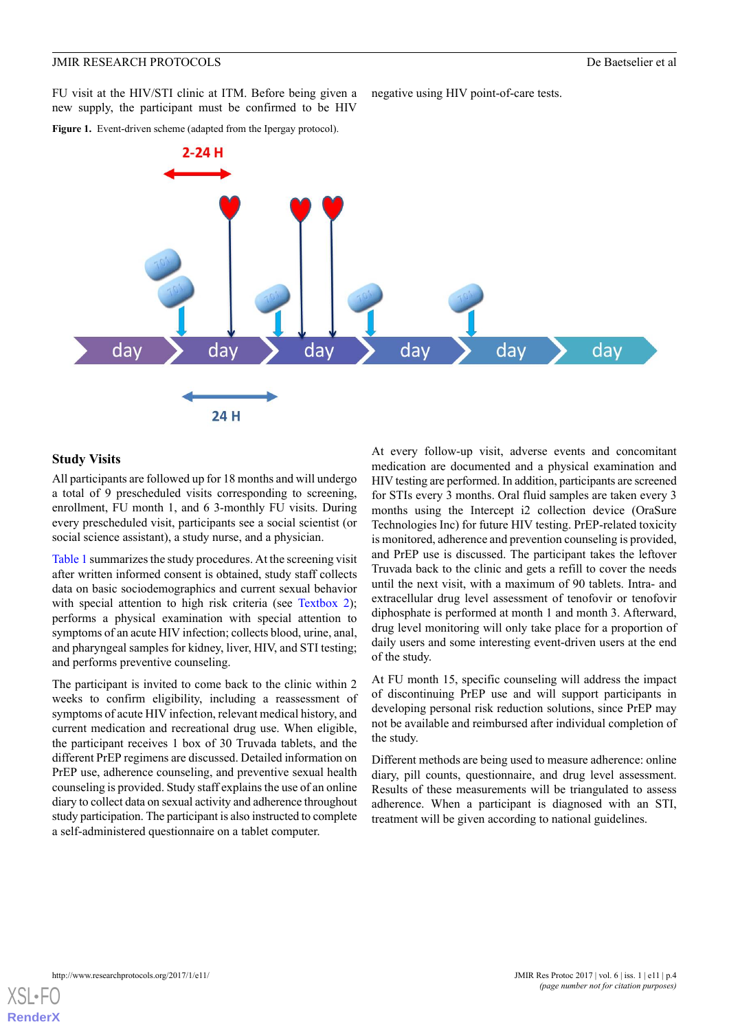FU visit at the HIV/STI clinic at ITM. Before being given a new supply, the participant must be confirmed to be HIV negative using HIV point-of-care tests.

**Figure 1.** Event-driven scheme (adapted from the Ipergay protocol).

## Study Visits

All participants are followed up for 18 months and will undergo a total of 9 prescheduled visits corresponding to screening, enrollment, FU month 1, and 6 3-monthly FU visits. During every prescheduled visit, participants see a social scientist (or social science assistant), a study nurse, and a physician.

Table 1 summarizes the study procedures. At the screening visit after written informed consent is obtained, study staff collects data on basic sociodemographics and current sexual behavior with special attention to high risk criteria (see Textbox 2); performs a physical examination with special attention to symptoms of an acute HIV infection; collects blood, urine, anal, and pharyngeal samples for kidney, liver, HIV, and STI testing; and performs preventive counseling.

The participant is invited to come back to the clinic within 2 weeks to confirm eligibility, including a reassessment of symptoms of acute HIV infection, relevant medical history, and current medication and recreational drug use. When eligible, the participant receives 1 box of 30 Truvada tablets, and the different PrEP regimens are discussed. Detailed information on PrEP use, adherence counseling, and preventive sexual health counseling is provided. Study staff explains the use of an online diary to collect data on sexual activity and adherence throughout study participation. The participant is also instructed to complete a self-administered questionnaire on a tablet computer.

At every follow-up visit, adverse events and concomitant medication are documented and a physical examination and HIV testing are performed. In addition, participants are screened for STIs every 3 months. Oral fluid samples are taken every 3 months using the Intercept i2 collection device (OraSure Technologies Inc) for future HIV testing. PrEP-related toxicity is monitored, adherence and prevention counseling is provided, and PrEP use is discussed. The participant takes the leftover Truvada back to the clinic and gets a refill to cover the needs until the next visit, with a maximum of 90 tablets. Intra- and extracellular drug level assessment of tenofovir or tenofovir diphosphate is performed at month 1 and month 3. Afterward, drug level monitoring will only take place for a proportion of daily users and some interesting event-driven users at the end of the study.

At FU month 15, specific counseling will address the impact of discontinuing PrEP use and will support participants in developing personal risk reduction solutions, since PrEP may not be available and reimbursed after individual completion of the study.

Different methods are being used to measure adherence: online diary, pill counts, questionnaire, and drug level assessment. Results of these measurements will be triangulated to assess adherence. When a participant is diagnosed with an STI, treatment will be given according to national guidelines.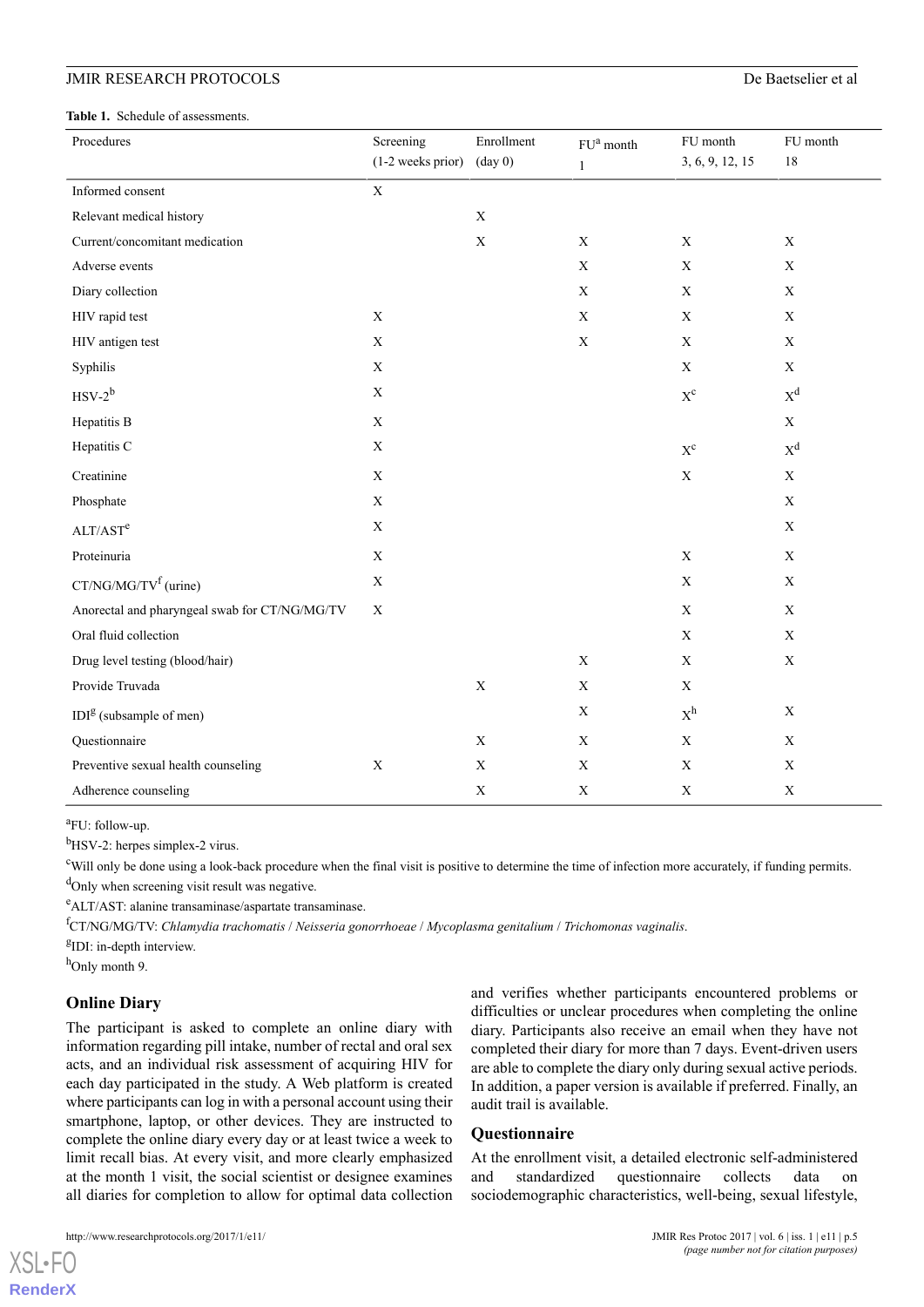**Table 1.** Schedule of assessments.

| Procedures | Screening (1-2 weeks prior) | Enrollment (day 0) | FU[a] month 1 | FU month 3, 6, 9, 12, 15 | FU month 18 |
|---|---|---|---|---|---|
| Informed consent | X | | | | |
| Relevant medical history | | X | | | |
| Current/concomitant medication | | X | X | X | X |
| Adverse events | | | X | X | X |
| Diary collection | | | X | X | X |
| HIV rapid test | X | | X | X | X |
| HIV antigen test | X | | X | X | X |
| Syphilis | X | | | X | X |
| HSV-2[b] | X | | | X[c] | X[d] |
| Hepatitis B | X | | | | X |
| Hepatitis C | X | | | X[c] | X[d] |
| Creatinine | X | | | X | X |
| Phosphate | X | | | | X |
| ALT/AST[e] | X | | | | X |
| Proteinuria | X | | | X | X |
| CT/NG/MG/TV[f] (urine) | X | | | X | X |
| Anorectal and pharyngeal swab for CT/NG/MG/TV | X | | | X | X |
| Oral fluid collection | | | | X | X |
| Drug level testing (blood/hair) | | | X | X | X |
| Provide Truvada | | X | X | X | |
| IDI[g] (subsample of men) | | | X | X[h] | X |
| Questionnaire | | X | X | X | X |
| Preventive sexual health counseling | X | X | X | X | X |
| Adherence counseling | | X | X | X | X |

[a]FU: follow-up.

[b]HSV-2: herpes simplex-2 virus.

[c]Will only be done using a look-back procedure when the final visit is positive to determine the time of infection more accurately, if funding permits.

[d]Only when screening visit result was negative.

[e]ALT/AST: alanine transaminase/aspartate transaminase.

[f]CT/NG/MG/TV: *Chlamydia trachomatis* / *Neisseria gonorrhoeae* / *Mycoplasma genitalium* / *Trichomonas vaginalis*.

[g]IDI: in-depth interview.

[h]Only month 9.

## Online Diary

The participant is asked to complete an online diary with information regarding pill intake, number of rectal and oral sex acts, and an individual risk assessment of acquiring HIV for each day participated in the study. A Web platform is created where participants can log in with a personal account using their smartphone, laptop, or other devices. They are instructed to complete the online diary every day or at least twice a week to limit recall bias. At every visit, and more clearly emphasized at the month 1 visit, the social scientist or designee examines all diaries for completion to allow for optimal data collection and verifies whether participants encountered problems or difficulties or unclear procedures when completing the online diary. Participants also receive an email when they have not completed their diary for more than 7 days. Event-driven users are able to complete the diary only during sexual active periods. In addition, a paper version is available if preferred. Finally, an audit trail is available.

## Questionnaire

At the enrollment visit, a detailed electronic self-administered and standardized questionnaire collects data on sociodemographic characteristics, well-being, sexual lifestyle,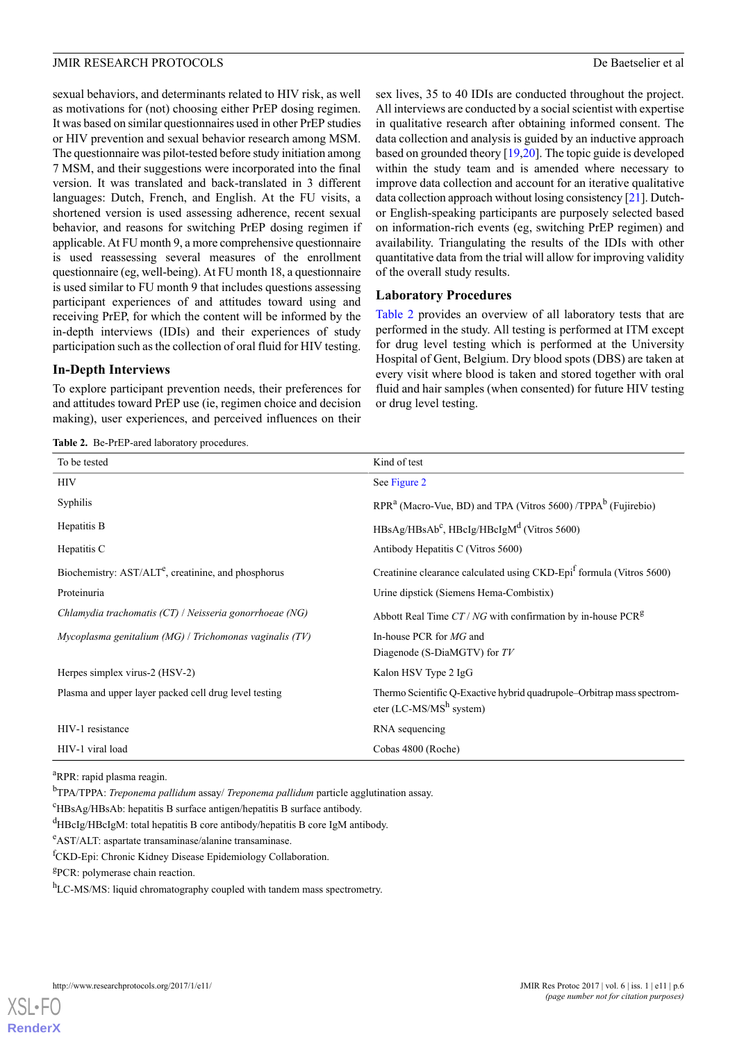sexual behaviors, and determinants related to HIV risk, as well as motivations for (not) choosing either PrEP dosing regimen. It was based on similar questionnaires used in other PrEP studies or HIV prevention and sexual behavior research among MSM. The questionnaire was pilot-tested before study initiation among 7 MSM, and their suggestions were incorporated into the final version. It was translated and back-translated in 3 different languages: Dutch, French, and English. At the FU visits, a shortened version is used assessing adherence, recent sexual behavior, and reasons for switching PrEP dosing regimen if applicable. At FU month 9, a more comprehensive questionnaire is used reassessing several measures of the enrollment questionnaire (eg, well-being). At FU month 18, a questionnaire is used similar to FU month 9 that includes questions assessing participant experiences of and attitudes toward using and receiving PrEP, for which the content will be informed by the in-depth interviews (IDIs) and their experiences of study participation such as the collection of oral fluid for HIV testing.

### In-Depth Interviews

To explore participant prevention needs, their preferences for and attitudes toward PrEP use (ie, regimen choice and decision making), user experiences, and perceived influences on their sex lives, 35 to 40 IDIs are conducted throughout the project. All interviews are conducted by a social scientist with expertise in qualitative research after obtaining informed consent. The data collection and analysis is guided by an inductive approach based on grounded theory [19,20]. The topic guide is developed within the study team and is amended where necessary to improve data collection and account for an iterative qualitative data collection approach without losing consistency [21]. Dutch- or English-speaking participants are purposely selected based on information-rich events (eg, switching PrEP regimen) and availability. Triangulating the results of the IDIs with other quantitative data from the trial will allow for improving validity of the overall study results.

### Laboratory Procedures

Table 2 provides an overview of all laboratory tests that are performed in the study. All testing is performed at ITM except for drug level testing which is performed at the University Hospital of Gent, Belgium. Dry blood spots (DBS) are taken at every visit where blood is taken and stored together with oral fluid and hair samples (when consented) for future HIV testing or drug level testing.

**Table 2.** Be-PrEP-ared laboratory procedures.

| To be tested | Kind of test |
|---|---|
| HIV | See Figure 2 |
| Syphilis | RPR[a] (Macro-Vue, BD) and TPA (Vitros 5600) /TPPA[b] (Fujirebio) |
| Hepatitis B | HBsAg/HBsAb[c], HBcIg/HBcIgM[d] (Vitros 5600) |
| Hepatitis C | Antibody Hepatitis C (Vitros 5600) |
| Biochemistry: AST/ALT[e], creatinine, and phosphorus | Creatinine clearance calculated using CKD-Epi[f] formula (Vitros 5600) |
| Proteinuria | Urine dipstick (Siemens Hema-Combistix) |
| *Chlamydia trachomatis (CT)* / *Neisseria gonorrhoeae (NG)* | Abbott Real Time *CT* / *NG* with confirmation by in-house PCR[g] |
| *Mycoplasma genitalium (MG)* / *Trichomonas vaginalis (TV)* | In-house PCR for *MG* and Diagenode (S-DiaMGTV) for *TV* |
| Herpes simplex virus-2 (HSV-2) | Kalon HSV Type 2 IgG |
| Plasma and upper layer packed cell drug level testing | Thermo Scientific Q-Exactive hybrid quadrupole–Orbitrap mass spectrometer (LC-MS/MS[h] system) |
| HIV-1 resistance | RNA sequencing |
| HIV-1 viral load | Cobas 4800 (Roche) |

[a]RPR: rapid plasma reagin.

[b]TPA/TPPA: *Treponema pallidum* assay/ *Treponema pallidum* particle agglutination assay.

[c]HBsAg/HBsAb: hepatitis B surface antigen/hepatitis B surface antibody.

[d]HBcIg/HBcIgM: total hepatitis B core antibody/hepatitis B core IgM antibody.

[e]AST/ALT: aspartate transaminase/alanine transaminase.

[f]CKD-Epi: Chronic Kidney Disease Epidemiology Collaboration.

[g]PCR: polymerase chain reaction.

[h]LC-MS/MS: liquid chromatography coupled with tandem mass spectrometry.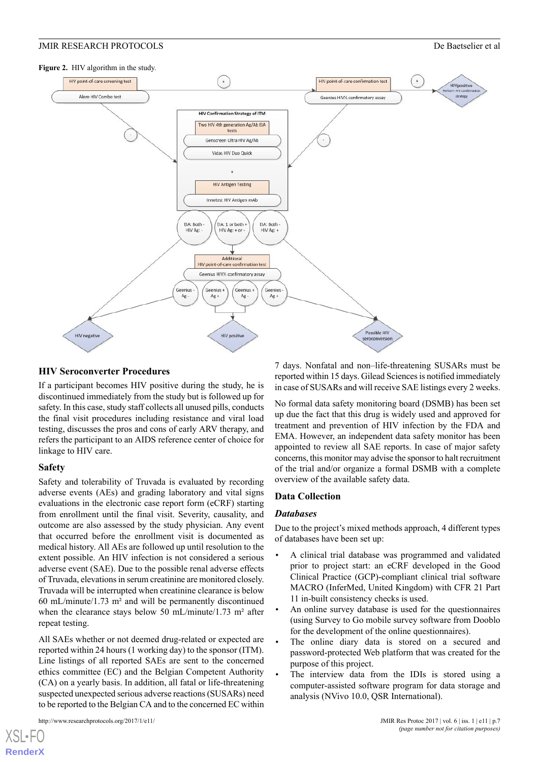**Figure 2.** HIV algorithm in the study.

HIV point-of-care screening test

Alere HIV Combo test

HIV point-of-care confirmation test

Geenius HIV½ confirmatory assay

HIVpositive
Perform HIV confirmation strategy

HIV Confirmation Strategy of ITM

Two HIV 4th generation Ag/Ab EIA tests

Genscreen Ultra HIV Ag/Ab

Vidas HIV Duo Quick

HIV Antigen Testing

Innotest HIV Antigen mAb

EIA: Both - HIV Ag: -

EIA: 1 or both + HIV Ag: + or -

EIA: Both - HIV Ag: +

Additional HIV point-of-care confirmation test

Geenius HIV½ confirmatory assay

Geenius - Ag -

Geenius + Ag +

Geenius + Ag -

Geenius - Ag +

HIV negative

HIV positive

Possible HIV seroconversion

## HIV Seroconverter Procedures

If a participant becomes HIV positive during the study, he is discontinued immediately from the study but is followed up for safety. In this case, study staff collects all unused pills, conducts the final visit procedures including resistance and viral load testing, discusses the pros and cons of early ARV therapy, and refers the participant to an AIDS reference center of choice for linkage to HIV care.

## Safety

Safety and tolerability of Truvada is evaluated by recording adverse events (AEs) and grading laboratory and vital signs evaluations in the electronic case report form (eCRF) starting from enrollment until the final visit. Severity, causality, and outcome are also assessed by the study physician. Any event that occurred before the enrollment visit is documented as medical history. All AEs are followed up until resolution to the extent possible. An HIV infection is not considered a serious adverse event (SAE). Due to the possible renal adverse effects of Truvada, elevations in serum creatinine are monitored closely. Truvada will be interrupted when creatinine clearance is below 60 mL/minute/1.73 m² and will be permanently discontinued when the clearance stays below 50 mL/minute/1.73 m² after repeat testing.

All SAEs whether or not deemed drug-related or expected are reported within 24 hours (1 working day) to the sponsor (ITM). Line listings of all reported SAEs are sent to the concerned ethics committee (EC) and the Belgian Competent Authority (CA) on a yearly basis. In addition, all fatal or life-threatening suspected unexpected serious adverse reactions (SUSARs) need to be reported to the Belgian CA and to the concerned EC within 7 days. Nonfatal and non–life-threatening SUSARs must be reported within 15 days. Gilead Sciences is notified immediately in case of SUSARs and will receive SAE listings every 2 weeks.

No formal data safety monitoring board (DSMB) has been set up due the fact that this drug is widely used and approved for treatment and prevention of HIV infection by the FDA and EMA. However, an independent data safety monitor has been appointed to review all SAE reports. In case of major safety concerns, this monitor may advise the sponsor to halt recruitment of the trial and/or organize a formal DSMB with a complete overview of the available safety data.

## Data Collection

### *Databases*

Due to the project's mixed methods approach, 4 different types of databases have been set up:

- A clinical trial database was programmed and validated prior to project start: an eCRF developed in the Good Clinical Practice (GCP)-compliant clinical trial software MACRO (InferMed, United Kingdom) with CFR 21 Part 11 in-built consistency checks is used.
- An online survey database is used for the questionnaires (using Survey to Go mobile survey software from Dooblo for the development of the online questionnaires).
- The online diary data is stored on a secured and password-protected Web platform that was created for the purpose of this project.
- The interview data from the IDIs is stored using a computer-assisted software program for data storage and analysis (NVivo 10.0, QSR International).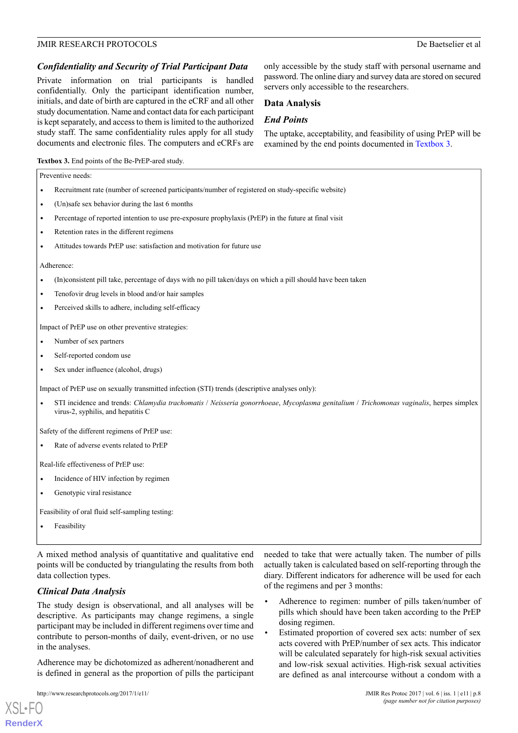### Confidentiality and Security of Trial Participant Data

Private information on trial participants is handled confidentially. Only the participant identification number, initials, and date of birth are captured in the eCRF and all other study documentation. Name and contact data for each participant is kept separately, and access to them is limited to the authorized study staff. The same confidentiality rules apply for all study documents and electronic files. The computers and eCRFs are only accessible by the study staff with personal username and password. The online diary and survey data are stored on secured servers only accessible to the researchers.

## Data Analysis

### End Points

The uptake, acceptability, and feasibility of using PrEP will be examined by the end points documented in Textbox 3.

**Textbox 3.** End points of the Be-PrEP-ared study.

Preventive needs:

- Recruitment rate (number of screened participants/number of registered on study-specific website)
- (Un)safe sex behavior during the last 6 months
- Percentage of reported intention to use pre-exposure prophylaxis (PrEP) in the future at final visit
- Retention rates in the different regimens
- Attitudes towards PrEP use: satisfaction and motivation for future use

Adherence:

- (In)consistent pill take, percentage of days with no pill taken/days on which a pill should have been taken
- Tenofovir drug levels in blood and/or hair samples
- Perceived skills to adhere, including self-efficacy

Impact of PrEP use on other preventive strategies:

- Number of sex partners
- Self-reported condom use
- Sex under influence (alcohol, drugs)

Impact of PrEP use on sexually transmitted infection (STI) trends (descriptive analyses only):

- STI incidence and trends: *Chlamydia trachomatis* / *Neisseria gonorrhoeae*, *Mycoplasma genitalium* / *Trichomonas vaginalis*, herpes simplex virus-2, syphilis, and hepatitis C

Safety of the different regimens of PrEP use:

- Rate of adverse events related to PrEP

Real-life effectiveness of PrEP use:

- Incidence of HIV infection by regimen
- Genotypic viral resistance

Feasibility of oral fluid self-sampling testing:

- Feasibility

A mixed method analysis of quantitative and qualitative end points will be conducted by triangulating the results from both data collection types.

### Clinical Data Analysis

The study design is observational, and all analyses will be descriptive. As participants may change regimens, a single participant may be included in different regimens over time and contribute to person-months of daily, event-driven, or no use in the analyses.

Adherence may be dichotomized as adherent/nonadherent and is defined in general as the proportion of pills the participant needed to take that were actually taken. The number of pills actually taken is calculated based on self-reporting through the diary. Different indicators for adherence will be used for each of the regimens and per 3 months:

- Adherence to regimen: number of pills taken/number of pills which should have been taken according to the PrEP dosing regimen.
- Estimated proportion of covered sex acts: number of sex acts covered with PrEP/number of sex acts. This indicator will be calculated separately for high-risk sexual activities and low-risk sexual activities. High-risk sexual activities are defined as anal intercourse without a condom with a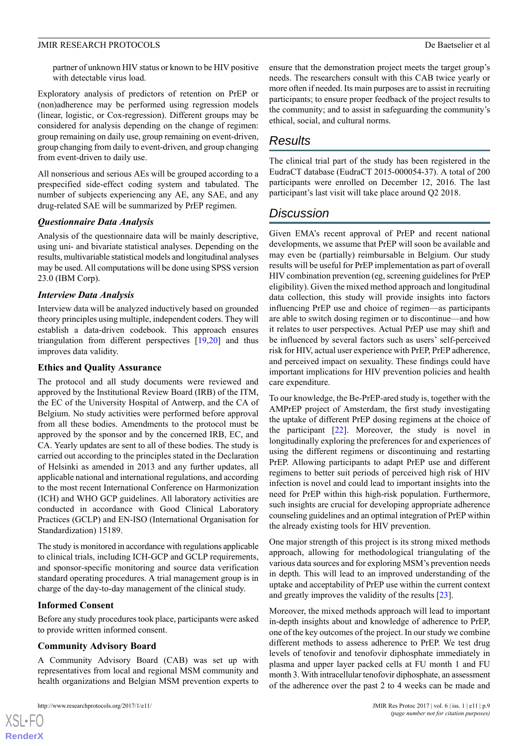partner of unknown HIV status or known to be HIV positive with detectable virus load.

Exploratory analysis of predictors of retention on PrEP or (non)adherence may be performed using regression models (linear, logistic, or Cox-regression). Different groups may be considered for analysis depending on the change of regimen: group remaining on daily use, group remaining on event-driven, group changing from daily to event-driven, and group changing from event-driven to daily use.

All nonserious and serious AEs will be grouped according to a prespecified side-effect coding system and tabulated. The number of subjects experiencing any AE, any SAE, and any drug-related SAE will be summarized by PrEP regimen.

### *Questionnaire Data Analysis*

Analysis of the questionnaire data will be mainly descriptive, using uni- and bivariate statistical analyses. Depending on the results, multivariable statistical models and longitudinal analyses may be used. All computations will be done using SPSS version 23.0 (IBM Corp).

### *Interview Data Analysis*

Interview data will be analyzed inductively based on grounded theory principles using multiple, independent coders. They will establish a data-driven codebook. This approach ensures triangulation from different perspectives [19,20] and thus improves data validity.

### Ethics and Quality Assurance

The protocol and all study documents were reviewed and approved by the Institutional Review Board (IRB) of the ITM, the EC of the University Hospital of Antwerp, and the CA of Belgium. No study activities were performed before approval from all these bodies. Amendments to the protocol must be approved by the sponsor and by the concerned IRB, EC, and CA. Yearly updates are sent to all of these bodies. The study is carried out according to the principles stated in the Declaration of Helsinki as amended in 2013 and any further updates, all applicable national and international regulations, and according to the most recent International Conference on Harmonization (ICH) and WHO GCP guidelines. All laboratory activities are conducted in accordance with Good Clinical Laboratory Practices (GCLP) and EN-ISO (International Organisation for Standardization) 15189.

The study is monitored in accordance with regulations applicable to clinical trials, including ICH-GCP and GCLP requirements, and sponsor-specific monitoring and source data verification standard operating procedures. A trial management group is in charge of the day-to-day management of the clinical study.

### Informed Consent

Before any study procedures took place, participants were asked to provide written informed consent.

### Community Advisory Board

A Community Advisory Board (CAB) was set up with representatives from local and regional MSM community and health organizations and Belgian MSM prevention experts to ensure that the demonstration project meets the target group's needs. The researchers consult with this CAB twice yearly or more often if needed. Its main purposes are to assist in recruiting participants; to ensure proper feedback of the project results to the community; and to assist in safeguarding the community's ethical, social, and cultural norms.

## Results

The clinical trial part of the study has been registered in the EudraCT database (EudraCT 2015-000054-37). A total of 200 participants were enrolled on December 12, 2016. The last participant's last visit will take place around Q2 2018.

## Discussion

Given EMA's recent approval of PrEP and recent national developments, we assume that PrEP will soon be available and may even be (partially) reimbursable in Belgium. Our study results will be useful for PrEP implementation as part of overall HIV combination prevention (eg, screening guidelines for PrEP eligibility). Given the mixed method approach and longitudinal data collection, this study will provide insights into factors influencing PrEP use and choice of regimen—as participants are able to switch dosing regimen or to discontinue—and how it relates to user perspectives. Actual PrEP use may shift and be influenced by several factors such as users' self-perceived risk for HIV, actual user experience with PrEP, PrEP adherence, and perceived impact on sexuality. These findings could have important implications for HIV prevention policies and health care expenditure.

To our knowledge, the Be-PrEP-ared study is, together with the AMPrEP project of Amsterdam, the first study investigating the uptake of different PrEP dosing regimens at the choice of the participant [22]. Moreover, the study is novel in longitudinally exploring the preferences for and experiences of using the different regimens or discontinuing and restarting PrEP. Allowing participants to adapt PrEP use and different regimens to better suit periods of perceived high risk of HIV infection is novel and could lead to important insights into the need for PrEP within this high-risk population. Furthermore, such insights are crucial for developing appropriate adherence counseling guidelines and an optimal integration of PrEP within the already existing tools for HIV prevention.

One major strength of this project is its strong mixed methods approach, allowing for methodological triangulating of the various data sources and for exploring MSM's prevention needs in depth. This will lead to an improved understanding of the uptake and acceptability of PrEP use within the current context and greatly improves the validity of the results [23].

Moreover, the mixed methods approach will lead to important in-depth insights about and knowledge of adherence to PrEP, one of the key outcomes of the project. In our study we combine different methods to assess adherence to PrEP. We test drug levels of tenofovir and tenofovir diphosphate immediately in plasma and upper layer packed cells at FU month 1 and FU month 3. With intracellular tenofovir diphosphate, an assessment of the adherence over the past 2 to 4 weeks can be made and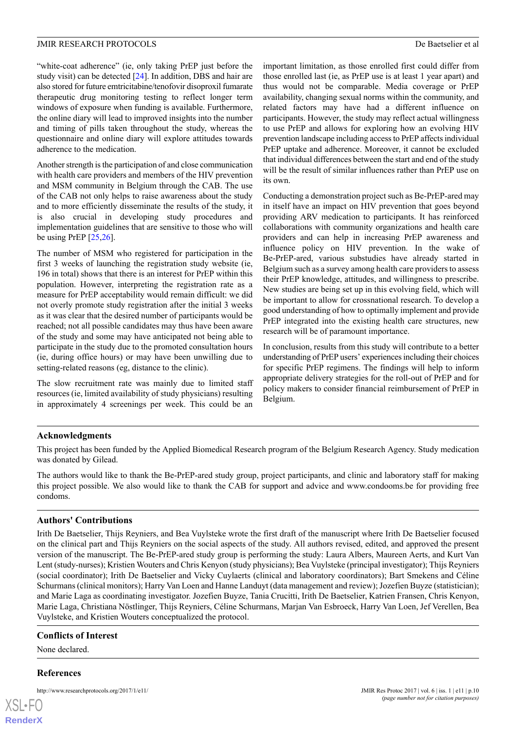"white-coat adherence" (ie, only taking PrEP just before the study visit) can be detected [24]. In addition, DBS and hair are also stored for future emtricitabine/tenofovir disoproxil fumarate therapeutic drug monitoring testing to reflect longer term windows of exposure when funding is available. Furthermore, the online diary will lead to improved insights into the number and timing of pills taken throughout the study, whereas the questionnaire and online diary will explore attitudes towards adherence to the medication.

Another strength is the participation of and close communication with health care providers and members of the HIV prevention and MSM community in Belgium through the CAB. The use of the CAB not only helps to raise awareness about the study and to more efficiently disseminate the results of the study, it is also crucial in developing study procedures and implementation guidelines that are sensitive to those who will be using PrEP [25,26].

The number of MSM who registered for participation in the first 3 weeks of launching the registration study website (ie, 196 in total) shows that there is an interest for PrEP within this population. However, interpreting the registration rate as a measure for PrEP acceptability would remain difficult: we did not overly promote study registration after the initial 3 weeks as it was clear that the desired number of participants would be reached; not all possible candidates may thus have been aware of the study and some may have anticipated not being able to participate in the study due to the promoted consultation hours (ie, during office hours) or may have been unwilling due to setting-related reasons (eg, distance to the clinic).

The slow recruitment rate was mainly due to limited staff resources (ie, limited availability of study physicians) resulting in approximately 4 screenings per week. This could be an important limitation, as those enrolled first could differ from those enrolled last (ie, as PrEP use is at least 1 year apart) and thus would not be comparable. Media coverage or PrEP availability, changing sexual norms within the community, and related factors may have had a different influence on participants. However, the study may reflect actual willingness to use PrEP and allows for exploring how an evolving HIV prevention landscape including access to PrEP affects individual PrEP uptake and adherence. Moreover, it cannot be excluded that individual differences between the start and end of the study will be the result of similar influences rather than PrEP use on its own.

Conducting a demonstration project such as Be-PrEP-ared may in itself have an impact on HIV prevention that goes beyond providing ARV medication to participants. It has reinforced collaborations with community organizations and health care providers and can help in increasing PrEP awareness and influence policy on HIV prevention. In the wake of Be-PrEP-ared, various substudies have already started in Belgium such as a survey among health care providers to assess their PrEP knowledge, attitudes, and willingness to prescribe. New studies are being set up in this evolving field, which will be important to allow for crossnational research. To develop a good understanding of how to optimally implement and provide PrEP integrated into the existing health care structures, new research will be of paramount importance.

In conclusion, results from this study will contribute to a better understanding of PrEP users' experiences including their choices for specific PrEP regimens. The findings will help to inform appropriate delivery strategies for the roll-out of PrEP and for policy makers to consider financial reimbursement of PrEP in Belgium.

## Acknowledgments

This project has been funded by the Applied Biomedical Research program of the Belgium Research Agency. Study medication was donated by Gilead.

The authors would like to thank the Be-PrEP-ared study group, project participants, and clinic and laboratory staff for making this project possible. We also would like to thank the CAB for support and advice and www.condooms.be for providing free condoms.

## Authors' Contributions

Irith De Baetselier, Thijs Reyniers, and Bea Vuylsteke wrote the first draft of the manuscript where Irith De Baetselier focused on the clinical part and Thijs Reyniers on the social aspects of the study. All authors revised, edited, and approved the present version of the manuscript. The Be-PrEP-ared study group is performing the study: Laura Albers, Maureen Aerts, and Kurt Van Lent (study-nurses); Kristien Wouters and Chris Kenyon (study physicians); Bea Vuylsteke (principal investigator); Thijs Reyniers (social coordinator); Irith De Baetselier and Vicky Cuylaerts (clinical and laboratory coordinators); Bart Smekens and Céline Schurmans (clinical monitors); Harry Van Loen and Hanne Landuyt (data management and review); Jozefien Buyze (statistician); and Marie Laga as coordinating investigator. Jozefien Buyze, Tania Crucitti, Irith De Baetselier, Katrien Fransen, Chris Kenyon, Marie Laga, Christiana Nöstlinger, Thijs Reyniers, Céline Schurmans, Marjan Van Esbroeck, Harry Van Loen, Jef Verellen, Bea Vuylsteke, and Kristien Wouters conceptualized the protocol.

## Conflicts of Interest

None declared.

## References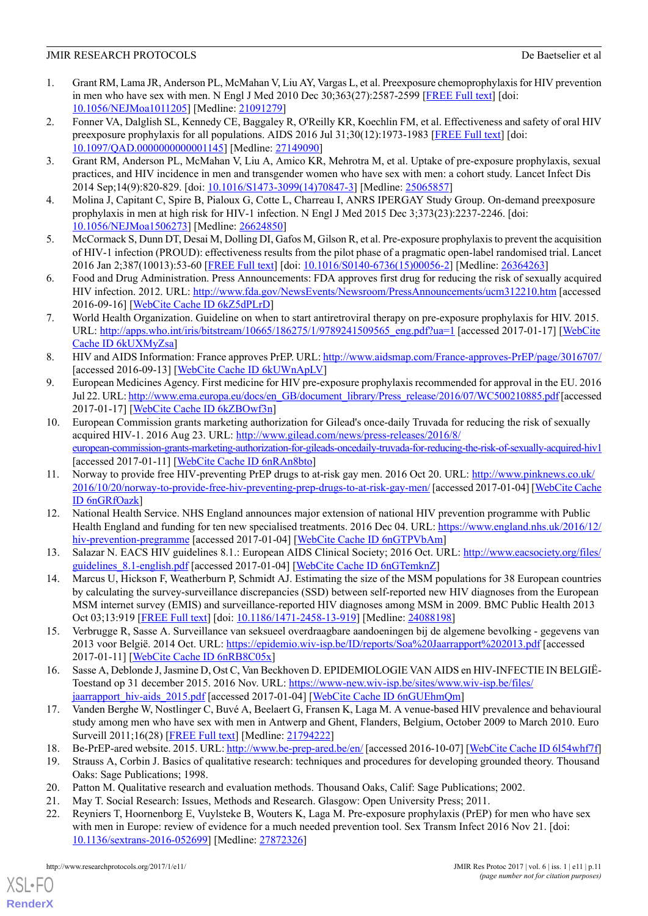1. Grant RM, Lama JR, Anderson PL, McMahan V, Liu AY, Vargas L, et al. Preexposure chemoprophylaxis for HIV prevention in men who have sex with men. N Engl J Med 2010 Dec 30;363(27):2587-2599 [FREE Full text] [doi: 10.1056/NEJMoa1011205] [Medline: 21091279]
2. Fonner VA, Dalglish SL, Kennedy CE, Baggaley R, O'Reilly KR, Koechlin FM, et al. Effectiveness and safety of oral HIV preexposure prophylaxis for all populations. AIDS 2016 Jul 31;30(12):1973-1983 [FREE Full text] [doi: 10.1097/QAD.0000000000001145] [Medline: 27149090]
3. Grant RM, Anderson PL, McMahan V, Liu A, Amico KR, Mehrotra M, et al. Uptake of pre-exposure prophylaxis, sexual practices, and HIV incidence in men and transgender women who have sex with men: a cohort study. Lancet Infect Dis 2014 Sep;14(9):820-829. [doi: 10.1016/S1473-3099(14)70847-3] [Medline: 25065857]
4. Molina J, Capitant C, Spire B, Pialoux G, Cotte L, Charreau I, ANRS IPERGAY Study Group. On-demand preexposure prophylaxis in men at high risk for HIV-1 infection. N Engl J Med 2015 Dec 3;373(23):2237-2246. [doi: 10.1056/NEJMoa1506273] [Medline: 26624850]
5. McCormack S, Dunn DT, Desai M, Dolling DI, Gafos M, Gilson R, et al. Pre-exposure prophylaxis to prevent the acquisition of HIV-1 infection (PROUD): effectiveness results from the pilot phase of a pragmatic open-label randomised trial. Lancet 2016 Jan 2;387(10013):53-60 [FREE Full text] [doi: 10.1016/S0140-6736(15)00056-2] [Medline: 26364263]
6. Food and Drug Administration. Press Announcements: FDA approves first drug for reducing the risk of sexually acquired HIV infection. 2012. URL: http://www.fda.gov/NewsEvents/Newsroom/PressAnnouncements/ucm312210.htm [accessed 2016-09-16] [WebCite Cache ID 6kZ5dPLrD]
7. World Health Organization. Guideline on when to start antiretroviral therapy on pre-exposure prophylaxis for HIV. 2015. URL: http://apps.who.int/iris/bitstream/10665/186275/1/9789241509565_eng.pdf?ua=1 [accessed 2017-01-17] [WebCite Cache ID 6kUXMyZsa]
8. HIV and AIDS Information: France approves PrEP. URL: http://www.aidsmap.com/France-approves-PrEP/page/3016707/ [accessed 2016-09-13] [WebCite Cache ID 6kUWnApLV]
9. European Medicines Agency. First medicine for HIV pre-exposure prophylaxis recommended for approval in the EU. 2016 Jul 22. URL: http://www.ema.europa.eu/docs/en_GB/document_library/Press_release/2016/07/WC500210885.pdf [accessed 2017-01-17] [WebCite Cache ID 6kZBOwf3n]
10. European Commission grants marketing authorization for Gilead's once-daily Truvada for reducing the risk of sexually acquired HIV-1. 2016 Aug 23. URL: http://www.gilead.com/news/press-releases/2016/8/european-commission-grants-marketing-authorization-for-gileads-oncedaily-truvada-for-reducing-the-risk-of-sexually-acquired-hiv1 [accessed 2017-01-11] [WebCite Cache ID 6nRAn8bto]
11. Norway to provide free HIV-preventing PrEP drugs to at-risk gay men. 2016 Oct 20. URL: http://www.pinknews.co.uk/2016/10/20/norway-to-provide-free-hiv-preventing-prep-drugs-to-at-risk-gay-men/ [accessed 2017-01-04] [WebCite Cache ID 6nGRfOazk]
12. National Health Service. NHS England announces major extension of national HIV prevention programme with Public Health England and funding for ten new specialised treatments. 2016 Dec 04. URL: https://www.england.nhs.uk/2016/12/hiv-prevention-programme [accessed 2017-01-04] [WebCite Cache ID 6nGTPVbAm]
13. Salazar N. EACS HIV guidelines 8.1.: European AIDS Clinical Society; 2016 Oct. URL: http://www.eacsociety.org/files/guidelines_8.1-english.pdf [accessed 2017-01-04] [WebCite Cache ID 6nGTemknZ]
14. Marcus U, Hickson F, Weatherburn P, Schmidt AJ. Estimating the size of the MSM populations for 38 European countries by calculating the survey-surveillance discrepancies (SSD) between self-reported new HIV diagnoses from the European MSM internet survey (EMIS) and surveillance-reported HIV diagnoses among MSM in 2009. BMC Public Health 2013 Oct 03;13:919 [FREE Full text] [doi: 10.1186/1471-2458-13-919] [Medline: 24088198]
15. Verbrugge R, Sasse A. Surveillance van seksueel overdraagbare aandoeningen bij de algemene bevolking - gegevens van 2013 voor België. 2014 Oct. URL: https://epidemio.wiv-isp.be/ID/reports/Soa%20Jaarrapport%202013.pdf [accessed 2017-01-11] [WebCite Cache ID 6nRB8C05x]
16. Sasse A, Deblonde J, Jasmine D, Ost C, Van Beckhoven D. EPIDEMIOLOGIE VAN AIDS en HIV-INFECTIE IN BELGIË-Toestand op 31 december 2015. 2016 Nov. URL: https://www-new.wiv-isp.be/sites/www.wiv-isp.be/files/jaarrapport_hiv-aids_2015.pdf [accessed 2017-01-04] [WebCite Cache ID 6nGUEhmQm]
17. Vanden Berghe W, Nostlinger C, Buvé A, Beelaert G, Fransen K, Laga M. A venue-based HIV prevalence and behavioural study among men who have sex with men in Antwerp and Ghent, Flanders, Belgium, October 2009 to March 2010. Euro Surveill 2011;16(28) [FREE Full text] [Medline: 21794222]
18. Be-PrEP-ared website. 2015. URL: http://www.be-prep-ared.be/en/ [accessed 2016-10-07] [WebCite Cache ID 6l54whf7f]
19. Strauss A, Corbin J. Basics of qualitative research: techniques and procedures for developing grounded theory. Thousand Oaks: Sage Publications; 1998.
20. Patton M. Qualitative research and evaluation methods. Thousand Oaks, Calif: Sage Publications; 2002.
21. May T. Social Research: Issues, Methods and Research. Glasgow: Open University Press; 2011.
22. Reyniers T, Hoornenborg E, Vuylsteke B, Wouters K, Laga M. Pre-exposure prophylaxis (PrEP) for men who have sex with men in Europe: review of evidence for a much needed prevention tool. Sex Transm Infect 2016 Nov 21. [doi: 10.1136/sextrans-2016-052699] [Medline: 27872326]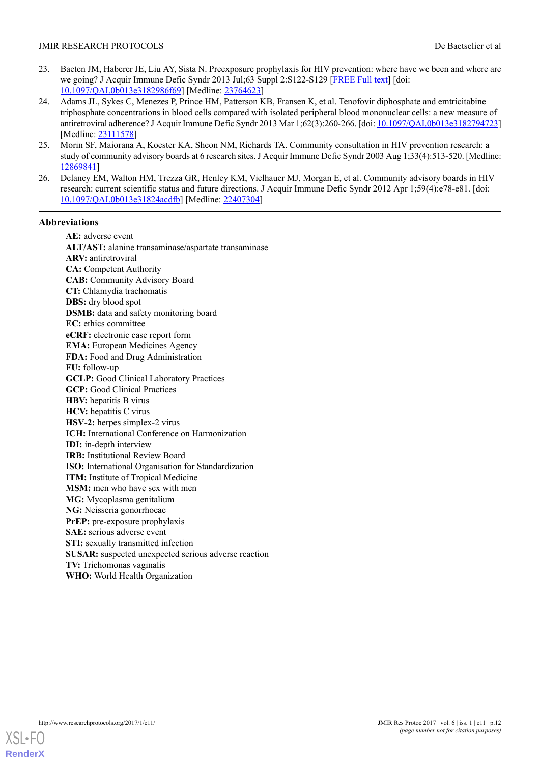23. Baeten JM, Haberer JE, Liu AY, Sista N. Preexposure prophylaxis for HIV prevention: where have we been and where are we going? J Acquir Immune Defic Syndr 2013 Jul;63 Suppl 2:S122-S129 [FREE Full text] [doi: 10.1097/QAI.0b013e3182986f69] [Medline: 23764623]
24. Adams JL, Sykes C, Menezes P, Prince HM, Patterson KB, Fransen K, et al. Tenofovir diphosphate and emtricitabine triphosphate concentrations in blood cells compared with isolated peripheral blood mononuclear cells: a new measure of antiretroviral adherence? J Acquir Immune Defic Syndr 2013 Mar 1;62(3):260-266. [doi: 10.1097/QAI.0b013e3182794723] [Medline: 23111578]
25. Morin SF, Maiorana A, Koester KA, Sheon NM, Richards TA. Community consultation in HIV prevention research: a study of community advisory boards at 6 research sites. J Acquir Immune Defic Syndr 2003 Aug 1;33(4):513-520. [Medline: 12869841]
26. Delaney EM, Walton HM, Trezza GR, Henley KM, Vielhauer MJ, Morgan E, et al. Community advisory boards in HIV research: current scientific status and future directions. J Acquir Immune Defic Syndr 2012 Apr 1;59(4):e78-e81. [doi: 10.1097/QAI.0b013e31824acdfb] [Medline: 22407304]

## Abbreviations

**AE:** adverse event
**ALT/AST:** alanine transaminase/aspartate transaminase
**ARV:** antiretroviral
**CA:** Competent Authority
**CAB:** Community Advisory Board
**CT:** Chlamydia trachomatis
**DBS:** dry blood spot
**DSMB:** data and safety monitoring board
**EC:** ethics committee
**eCRF:** electronic case report form
**EMA:** European Medicines Agency
**FDA:** Food and Drug Administration
**FU:** follow-up
**GCLP:** Good Clinical Laboratory Practices
**GCP:** Good Clinical Practices
**HBV:** hepatitis B virus
**HCV:** hepatitis C virus
**HSV-2:** herpes simplex-2 virus
**ICH:** International Conference on Harmonization
**IDI:** in-depth interview
**IRB:** Institutional Review Board
**ISO:** International Organisation for Standardization
**ITM:** Institute of Tropical Medicine
**MSM:** men who have sex with men
**MG:** Mycoplasma genitalium
**NG:** Neisseria gonorrhoeae
**PrEP:** pre-exposure prophylaxis
**SAE:** serious adverse event
**STI:** sexually transmitted infection
**SUSAR:** suspected unexpected serious adverse reaction
**TV:** Trichomonas vaginalis
**WHO:** World Health Organization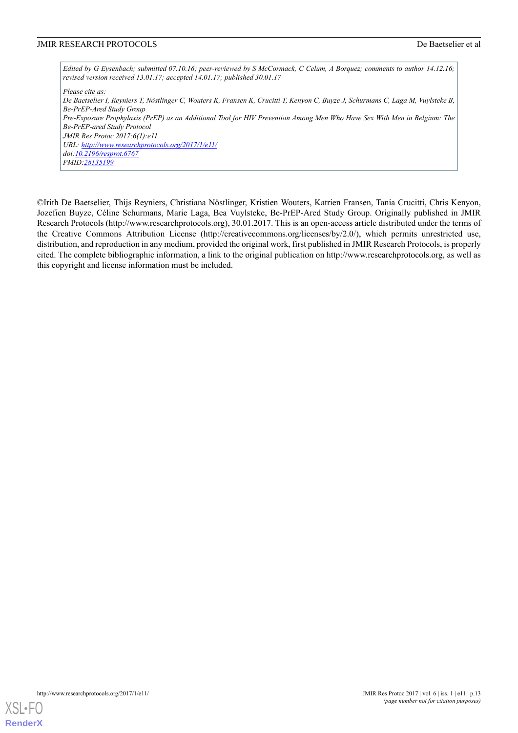*Edited by G Eysenbach; submitted 07.10.16; peer-reviewed by S McCormack, C Celum, A Borquez; comments to author 14.12.16; revised version received 13.01.17; accepted 14.01.17; published 30.01.17*

*Please cite as:*
*De Baetselier I, Reyniers T, Nöstlinger C, Wouters K, Fransen K, Crucitti T, Kenyon C, Buyze J, Schurmans C, Laga M, Vuylsteke B, Be-PrEP-Ared Study Group*
*Pre-Exposure Prophylaxis (PrEP) as an Additional Tool for HIV Prevention Among Men Who Have Sex With Men in Belgium: The Be-PrEP-ared Study Protocol*
*JMIR Res Protoc 2017;6(1):e11*
*URL: http://www.researchprotocols.org/2017/1/e11/*
*doi:10.2196/resprot.6767*
*PMID:28135199*

©Irith De Baetselier, Thijs Reyniers, Christiana Nöstlinger, Kristien Wouters, Katrien Fransen, Tania Crucitti, Chris Kenyon, Jozefien Buyze, Céline Schurmans, Marie Laga, Bea Vuylsteke, Be-PrEP-Ared Study Group. Originally published in JMIR Research Protocols (http://www.researchprotocols.org), 30.01.2017. This is an open-access article distributed under the terms of the Creative Commons Attribution License (http://creativecommons.org/licenses/by/2.0/), which permits unrestricted use, distribution, and reproduction in any medium, provided the original work, first published in JMIR Research Protocols, is properly cited. The complete bibliographic information, a link to the original publication on http://www.researchprotocols.org, as well as this copyright and license information must be included.